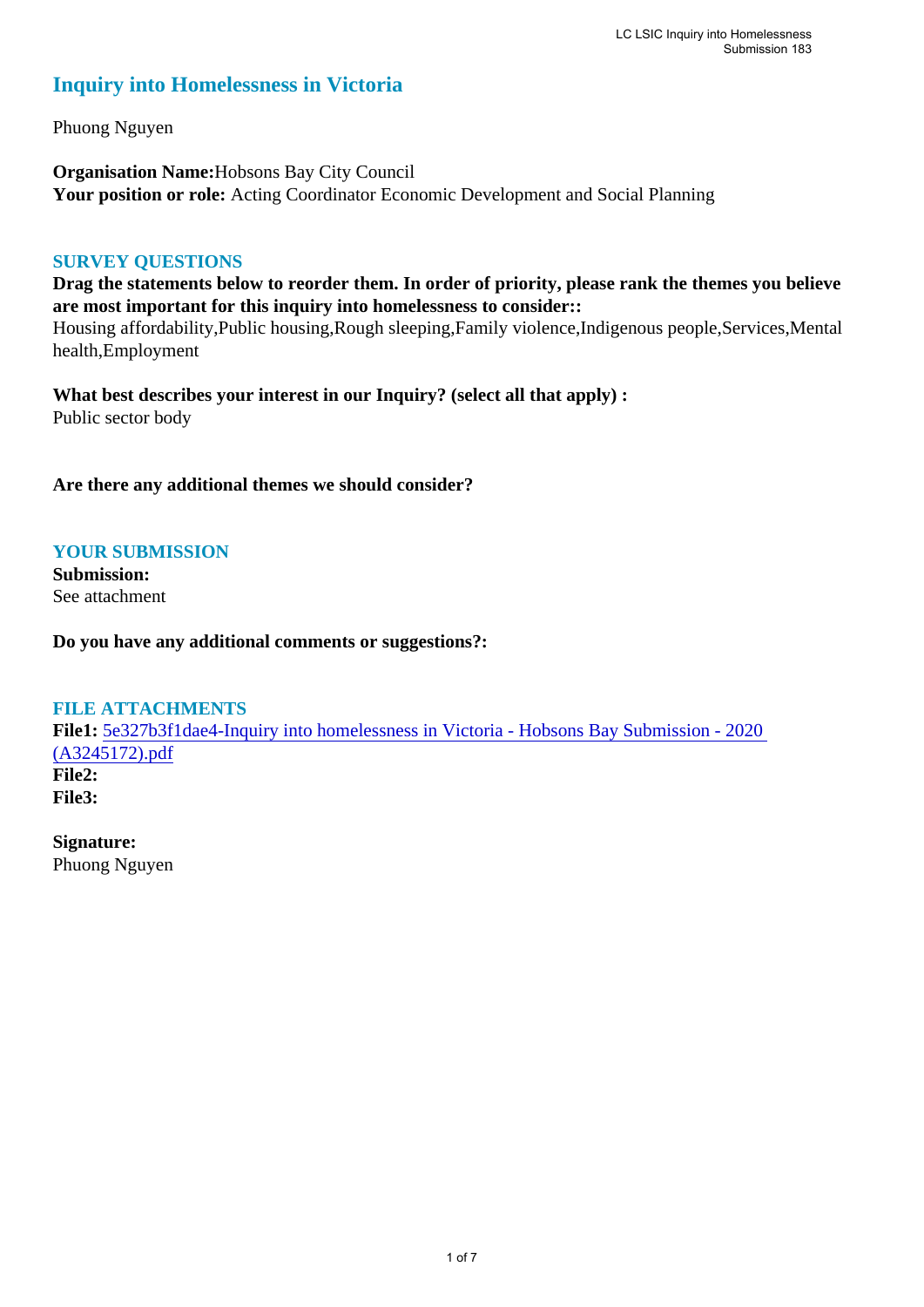# Inquiry into Homelessness in Victoria

Phuong Nguyen

**Organisation Name:** Hobsons Bay City Council
**Your position or role:** Acting Coordinator Economic Development and Social Planning

## SURVEY QUESTIONS

**Drag the statements below to reorder them. In order of priority, please rank the themes you believe are most important for this inquiry into homelessness to consider::**
Housing affordability,Public housing,Rough sleeping,Family violence,Indigenous people,Services,Mental health,Employment

**What best describes your interest in our Inquiry? (select all that apply) :**
Public sector body

**Are there any additional themes we should consider?**

## YOUR SUBMISSION

**Submission:**
See attachment

**Do you have any additional comments or suggestions?:**

## FILE ATTACHMENTS

**File1:** 5e327b3f1dae4-Inquiry into homelessness in Victoria - Hobsons Bay Submission - 2020 (A3245172).pdf
**File2:**
**File3:**

**Signature:**
Phuong Nguyen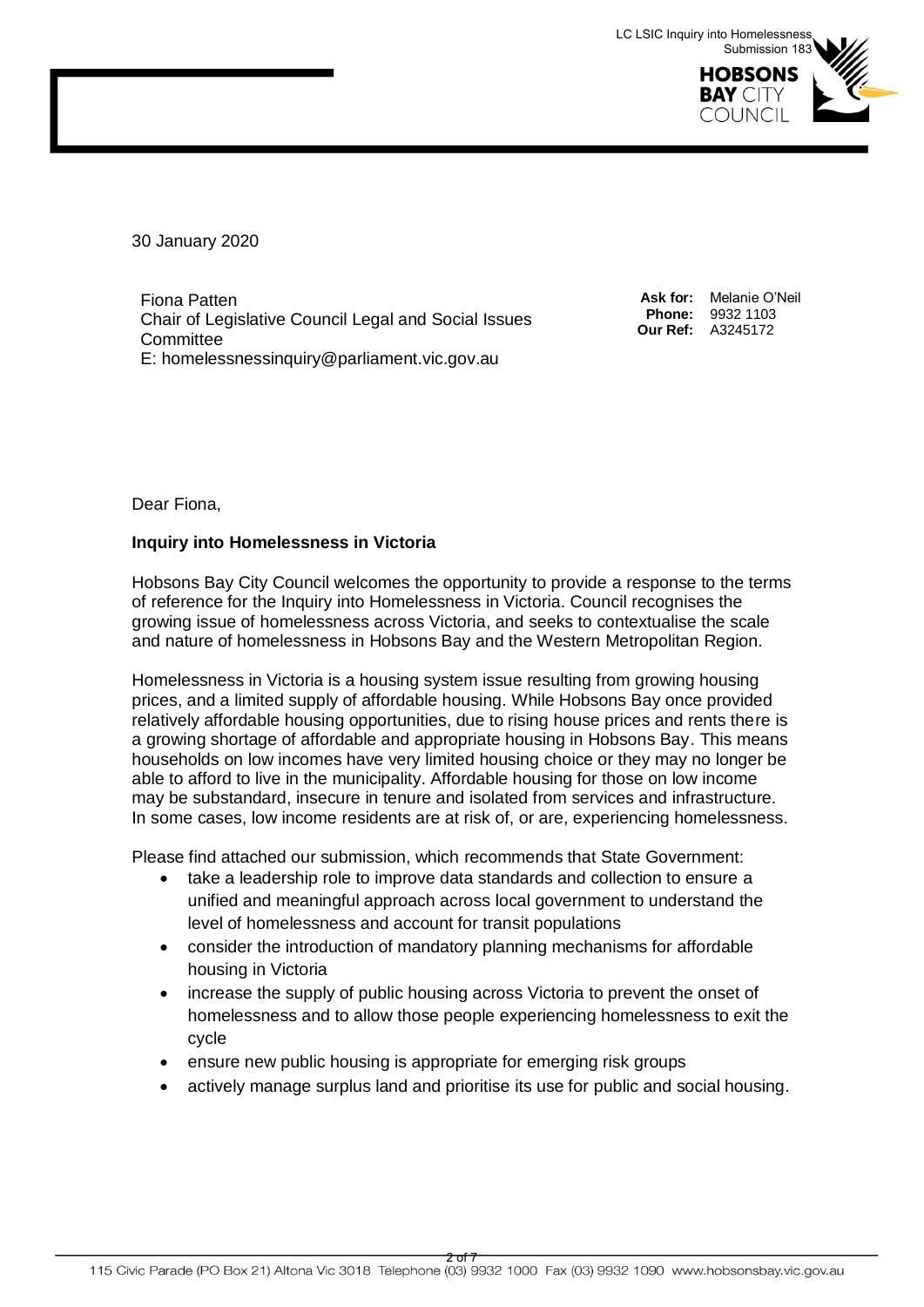30 January 2020

Fiona Patten
Chair of Legislative Council Legal and Social Issues Committee
E: homelessnessinquiry@parliament.vic.gov.au

**Ask for:** Melanie O'Neil
**Phone:** 9932 1103
**Our Ref:** A3245172

Dear Fiona,

**Inquiry into Homelessness in Victoria**

Hobsons Bay City Council welcomes the opportunity to provide a response to the terms of reference for the Inquiry into Homelessness in Victoria. Council recognises the growing issue of homelessness across Victoria, and seeks to contextualise the scale and nature of homelessness in Hobsons Bay and the Western Metropolitan Region.

Homelessness in Victoria is a housing system issue resulting from growing housing prices, and a limited supply of affordable housing. While Hobsons Bay once provided relatively affordable housing opportunities, due to rising house prices and rents there is a growing shortage of affordable and appropriate housing in Hobsons Bay. This means households on low incomes have very limited housing choice or they may no longer be able to afford to live in the municipality. Affordable housing for those on low income may be substandard, insecure in tenure and isolated from services and infrastructure. In some cases, low income residents are at risk of, or are, experiencing homelessness.

Please find attached our submission, which recommends that State Government:

- take a leadership role to improve data standards and collection to ensure a unified and meaningful approach across local government to understand the level of homelessness and account for transit populations
- consider the introduction of mandatory planning mechanisms for affordable housing in Victoria
- increase the supply of public housing across Victoria to prevent the onset of homelessness and to allow those people experiencing homelessness to exit the cycle
- ensure new public housing is appropriate for emerging risk groups
- actively manage surplus land and prioritise its use for public and social housing.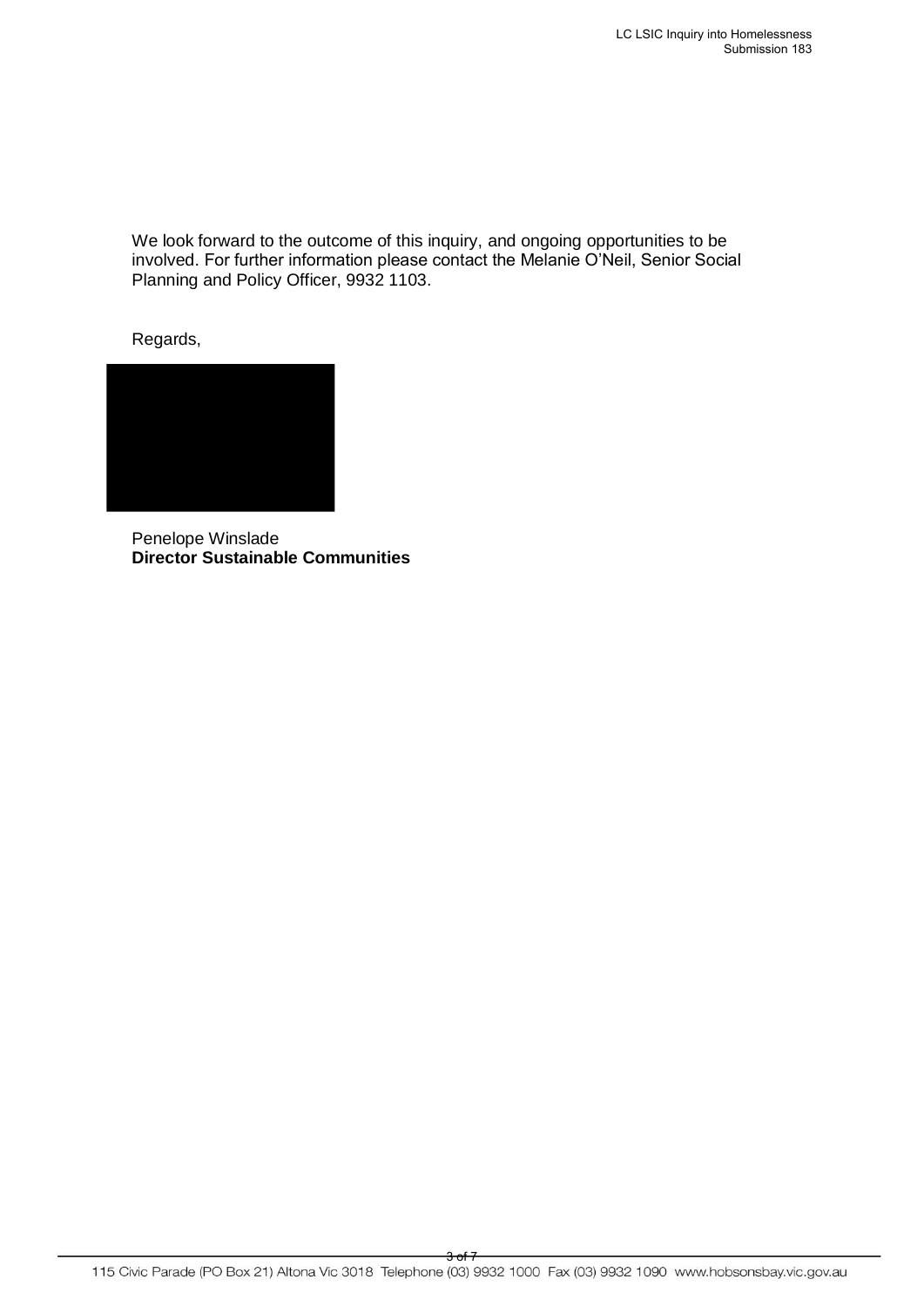We look forward to the outcome of this inquiry, and ongoing opportunities to be involved. For further information please contact the Melanie O'Neil, Senior Social Planning and Policy Officer, 9932 1103.

Regards,

Penelope Winslade
**Director Sustainable Communities**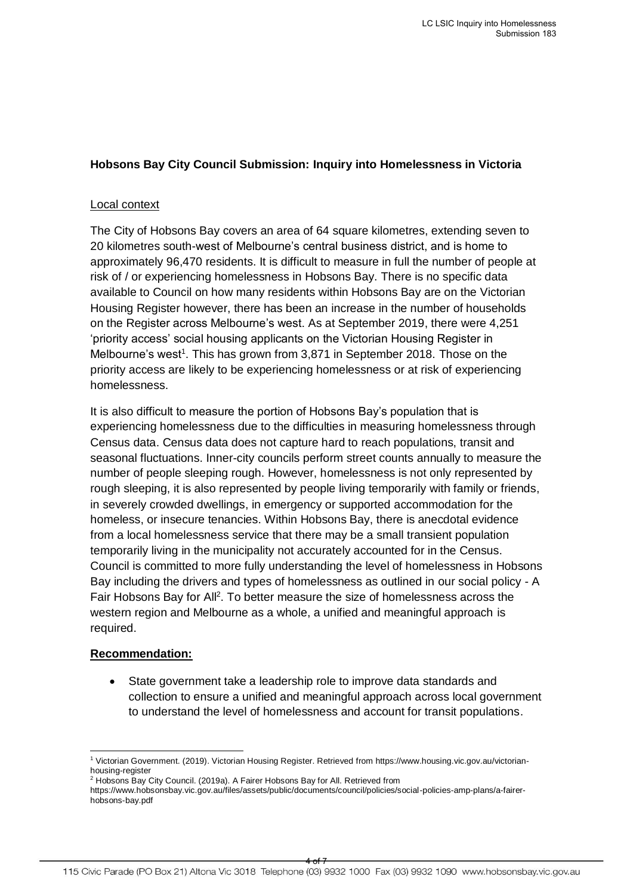**Hobsons Bay City Council Submission: Inquiry into Homelessness in Victoria**

Local context

The City of Hobsons Bay covers an area of 64 square kilometres, extending seven to 20 kilometres south-west of Melbourne's central business district, and is home to approximately 96,470 residents. It is difficult to measure in full the number of people at risk of / or experiencing homelessness in Hobsons Bay. There is no specific data available to Council on how many residents within Hobsons Bay are on the Victorian Housing Register however, there has been an increase in the number of households on the Register across Melbourne's west. As at September 2019, there were 4,251 'priority access' social housing applicants on the Victorian Housing Register in Melbourne's west[1]. This has grown from 3,871 in September 2018. Those on the priority access are likely to be experiencing homelessness or at risk of experiencing homelessness.

It is also difficult to measure the portion of Hobsons Bay's population that is experiencing homelessness due to the difficulties in measuring homelessness through Census data. Census data does not capture hard to reach populations, transit and seasonal fluctuations. Inner-city councils perform street counts annually to measure the number of people sleeping rough. However, homelessness is not only represented by rough sleeping, it is also represented by people living temporarily with family or friends, in severely crowded dwellings, in emergency or supported accommodation for the homeless, or insecure tenancies. Within Hobsons Bay, there is anecdotal evidence from a local homelessness service that there may be a small transient population temporarily living in the municipality not accurately accounted for in the Census. Council is committed to more fully understanding the level of homelessness in Hobsons Bay including the drivers and types of homelessness as outlined in our social policy - A Fair Hobsons Bay for All[2]. To better measure the size of homelessness across the western region and Melbourne as a whole, a unified and meaningful approach is required.

**Recommendation:**

- State government take a leadership role to improve data standards and collection to ensure a unified and meaningful approach across local government to understand the level of homelessness and account for transit populations.

---

[1] Victorian Government. (2019). Victorian Housing Register. Retrieved from https://www.housing.vic.gov.au/victorian-housing-register

[2] Hobsons Bay City Council. (2019a). A Fairer Hobsons Bay for All. Retrieved from https://www.hobsonsbay.vic.gov.au/files/assets/public/documents/council/policies/social-policies-amp-plans/a-fairer-hobsons-bay.pdf

115 Civic Parade (PO Box 21) Altona Vic 3018 Telephone (03) 9932 1000 Fax (03) 9932 1090 www.hobsonsbay.vic.gov.au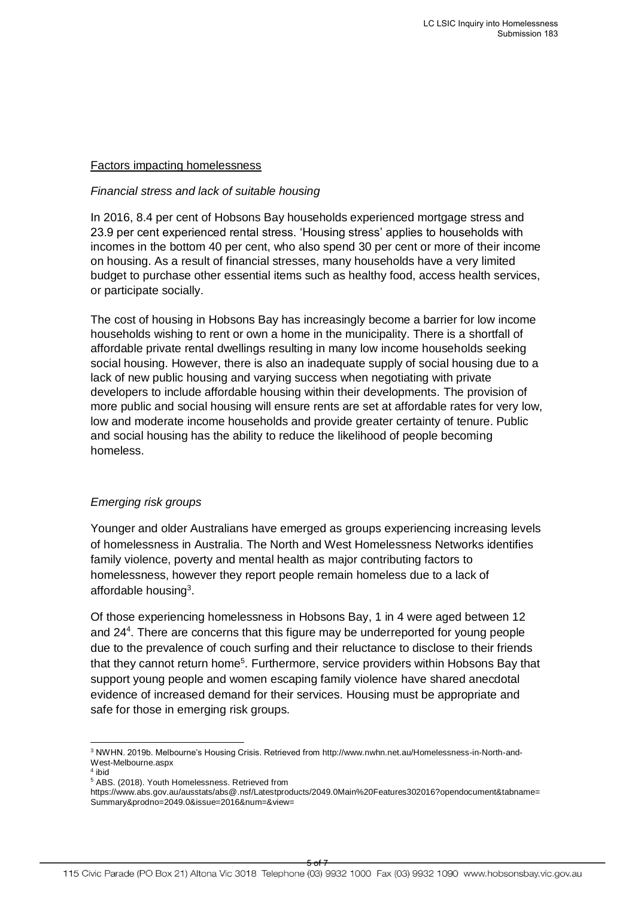Factors impacting homelessness

*Financial stress and lack of suitable housing*

In 2016, 8.4 per cent of Hobsons Bay households experienced mortgage stress and 23.9 per cent experienced rental stress. 'Housing stress' applies to households with incomes in the bottom 40 per cent, who also spend 30 per cent or more of their income on housing. As a result of financial stresses, many households have a very limited budget to purchase other essential items such as healthy food, access health services, or participate socially.

The cost of housing in Hobsons Bay has increasingly become a barrier for low income households wishing to rent or own a home in the municipality. There is a shortfall of affordable private rental dwellings resulting in many low income households seeking social housing. However, there is also an inadequate supply of social housing due to a lack of new public housing and varying success when negotiating with private developers to include affordable housing within their developments. The provision of more public and social housing will ensure rents are set at affordable rates for very low, low and moderate income households and provide greater certainty of tenure. Public and social housing has the ability to reduce the likelihood of people becoming homeless.

*Emerging risk groups*

Younger and older Australians have emerged as groups experiencing increasing levels of homelessness in Australia. The North and West Homelessness Networks identifies family violence, poverty and mental health as major contributing factors to homelessness, however they report people remain homeless due to a lack of affordable housing[3].

Of those experiencing homelessness in Hobsons Bay, 1 in 4 were aged between 12 and 24[4]. There are concerns that this figure may be underreported for young people due to the prevalence of couch surfing and their reluctance to disclose to their friends that they cannot return home[5]. Furthermore, service providers within Hobsons Bay that support young people and women escaping family violence have shared anecdotal evidence of increased demand for their services. Housing must be appropriate and safe for those in emerging risk groups.

---

[3] NWHN. 2019b. Melbourne's Housing Crisis. Retrieved from http://www.nwhn.net.au/Homelessness-in-North-and-West-Melbourne.aspx

[4] ibid

[5] ABS. (2018). Youth Homelessness. Retrieved from https://www.abs.gov.au/ausstats/abs@.nsf/Latestproducts/2049.0Main%20Features302016?opendocument&tabname=Summary&prodno=2049.0&issue=2016&num=&view=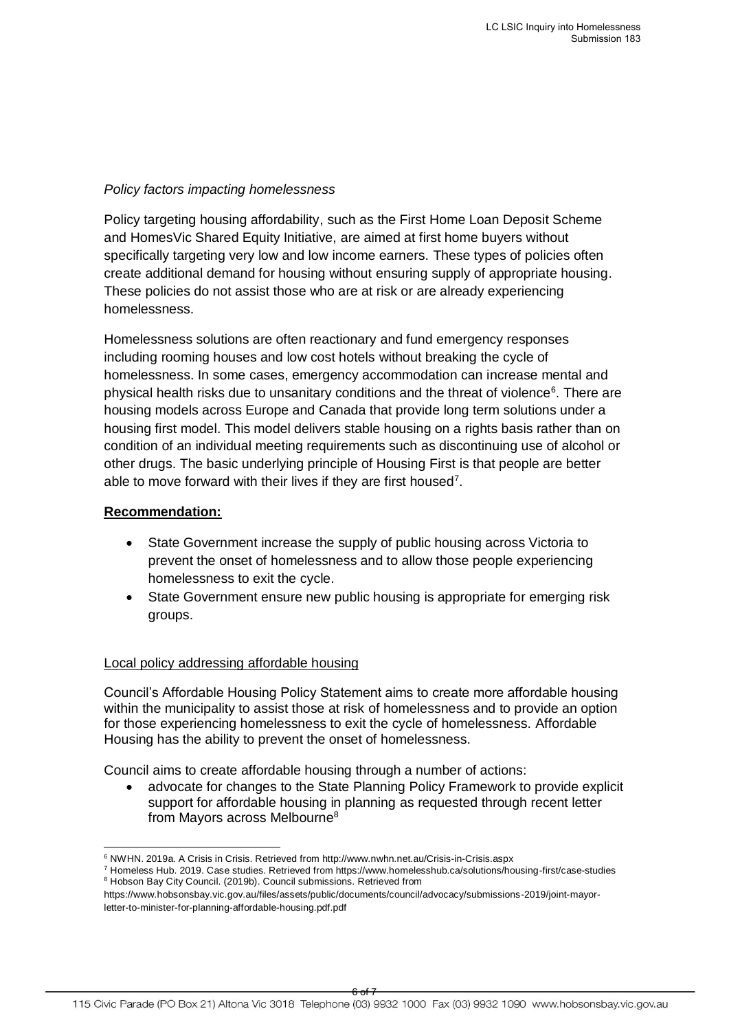*Policy factors impacting homelessness*

Policy targeting housing affordability, such as the First Home Loan Deposit Scheme and HomesVic Shared Equity Initiative, are aimed at first home buyers without specifically targeting very low and low income earners. These types of policies often create additional demand for housing without ensuring supply of appropriate housing. These policies do not assist those who are at risk or are already experiencing homelessness.

Homelessness solutions are often reactionary and fund emergency responses including rooming houses and low cost hotels without breaking the cycle of homelessness. In some cases, emergency accommodation can increase mental and physical health risks due to unsanitary conditions and the threat of violence[6]. There are housing models across Europe and Canada that provide long term solutions under a housing first model. This model delivers stable housing on a rights basis rather than on condition of an individual meeting requirements such as discontinuing use of alcohol or other drugs. The basic underlying principle of Housing First is that people are better able to move forward with their lives if they are first housed[7].

**Recommendation:**

- State Government increase the supply of public housing across Victoria to prevent the onset of homelessness and to allow those people experiencing homelessness to exit the cycle.
- State Government ensure new public housing is appropriate for emerging risk groups.

Local policy addressing affordable housing

Council's Affordable Housing Policy Statement aims to create more affordable housing within the municipality to assist those at risk of homelessness and to provide an option for those experiencing homelessness to exit the cycle of homelessness. Affordable Housing has the ability to prevent the onset of homelessness.

Council aims to create affordable housing through a number of actions:

- advocate for changes to the State Planning Policy Framework to provide explicit support for affordable housing in planning as requested through recent letter from Mayors across Melbourne[8]

---

[6] NWHN. 2019a. A Crisis in Crisis. Retrieved from http://www.nwhn.net.au/Crisis-in-Crisis.aspx

[7] Homeless Hub. 2019. Case studies. Retrieved from https://www.homelesshub.ca/solutions/housing-first/case-studies

[8] Hobson Bay City Council. (2019b). Council submissions. Retrieved from https://www.hobsonsbay.vic.gov.au/files/assets/public/documents/council/advocacy/submissions-2019/joint-mayor-letter-to-minister-for-planning-affordable-housing.pdf.pdf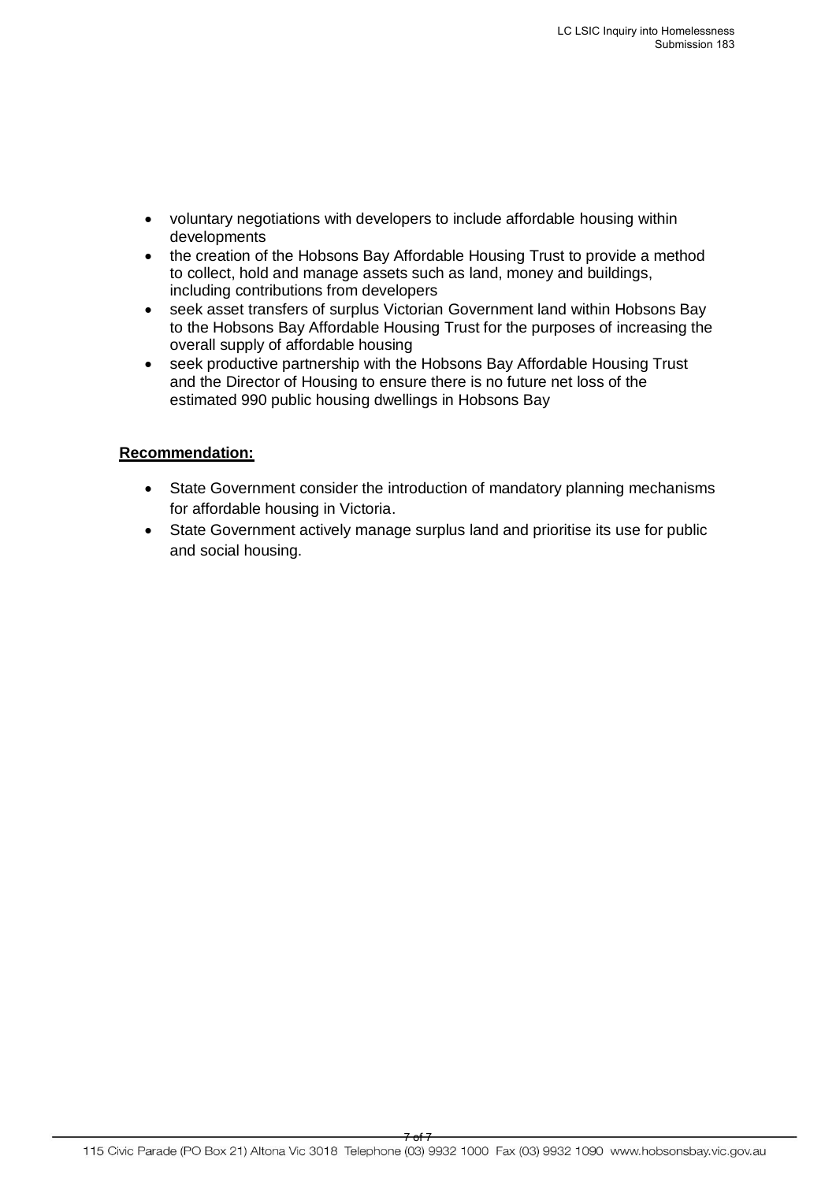- voluntary negotiations with developers to include affordable housing within developments
- the creation of the Hobsons Bay Affordable Housing Trust to provide a method to collect, hold and manage assets such as land, money and buildings, including contributions from developers
- seek asset transfers of surplus Victorian Government land within Hobsons Bay to the Hobsons Bay Affordable Housing Trust for the purposes of increasing the overall supply of affordable housing
- seek productive partnership with the Hobsons Bay Affordable Housing Trust and the Director of Housing to ensure there is no future net loss of the estimated 990 public housing dwellings in Hobsons Bay

**Recommendation:**

- State Government consider the introduction of mandatory planning mechanisms for affordable housing in Victoria.
- State Government actively manage surplus land and prioritise its use for public and social housing.